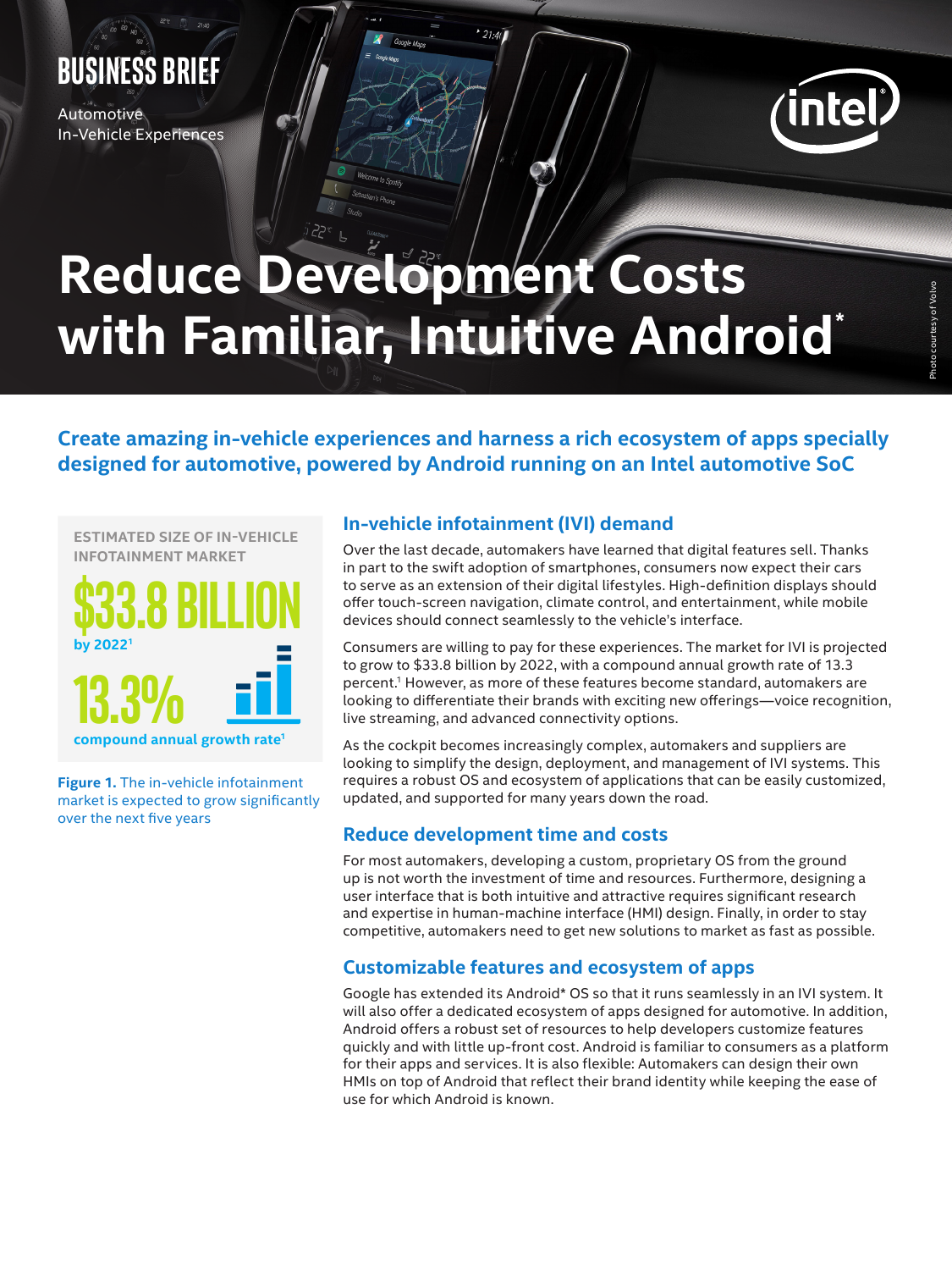BUSINESS BRIEF

Automotive
In-Vehicle Experiences

# Reduce Development Costs with Familiar, Intuitive Android*

Photo courtesy of Volvo

## Create amazing in-vehicle experiences and harness a rich ecosystem of apps specially designed for automotive, powered by Android running on an Intel automotive SoC

**ESTIMATED SIZE OF IN-VEHICLE INFOTAINMENT MARKET**

**$33.8 BILLION**
**by 2022**[1]

**13.3%**
**compound annual growth rate**[1]

**Figure 1.** The in-vehicle infotainment market is expected to grow significantly over the next five years

### In-vehicle infotainment (IVI) demand

Over the last decade, automakers have learned that digital features sell. Thanks in part to the swift adoption of smartphones, consumers now expect their cars to serve as an extension of their digital lifestyles. High-definition displays should offer touch-screen navigation, climate control, and entertainment, while mobile devices should connect seamlessly to the vehicle's interface.

Consumers are willing to pay for these experiences. The market for IVI is projected to grow to $33.8 billion by 2022, with a compound annual growth rate of 13.3 percent.[1] However, as more of these features become standard, automakers are looking to differentiate their brands with exciting new offerings—voice recognition, live streaming, and advanced connectivity options.

As the cockpit becomes increasingly complex, automakers and suppliers are looking to simplify the design, deployment, and management of IVI systems. This requires a robust OS and ecosystem of applications that can be easily customized, updated, and supported for many years down the road.

### Reduce development time and costs

For most automakers, developing a custom, proprietary OS from the ground up is not worth the investment of time and resources. Furthermore, designing a user interface that is both intuitive and attractive requires significant research and expertise in human-machine interface (HMI) design. Finally, in order to stay competitive, automakers need to get new solutions to market as fast as possible.

### Customizable features and ecosystem of apps

Google has extended its Android* OS so that it runs seamlessly in an IVI system. It will also offer a dedicated ecosystem of apps designed for automotive. In addition, Android offers a robust set of resources to help developers customize features quickly and with little up-front cost. Android is familiar to consumers as a platform for their apps and services. It is also flexible: Automakers can design their own HMIs on top of Android that reflect their brand identity while keeping the ease of use for which Android is known.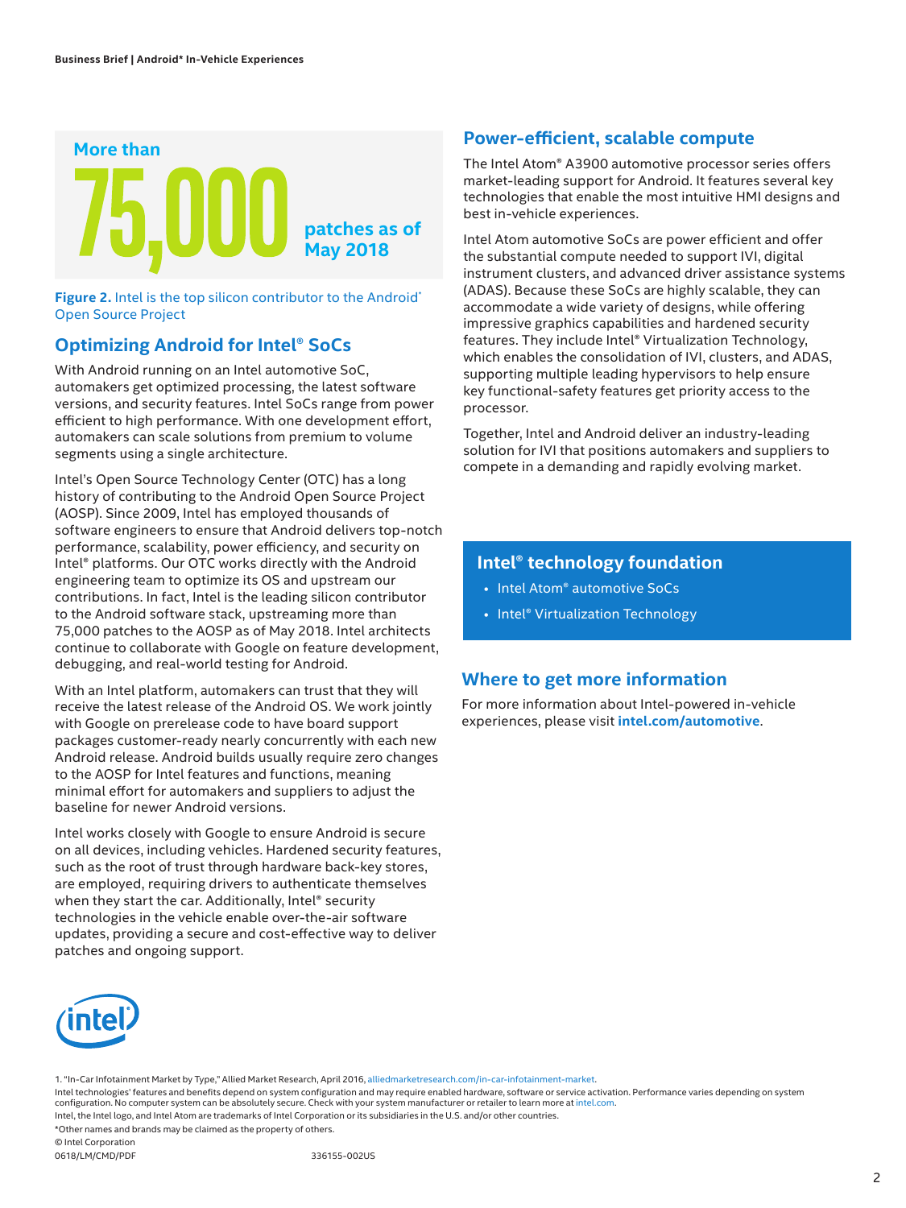More than

75,000 patches as of May 2018

**Figure 2.** Intel is the top silicon contributor to the Android* Open Source Project

## Optimizing Android for Intel® SoCs

With Android running on an Intel automotive SoC, automakers get optimized processing, the latest software versions, and security features. Intel SoCs range from power efficient to high performance. With one development effort, automakers can scale solutions from premium to volume segments using a single architecture.

Intel's Open Source Technology Center (OTC) has a long history of contributing to the Android Open Source Project (AOSP). Since 2009, Intel has employed thousands of software engineers to ensure that Android delivers top-notch performance, scalability, power efficiency, and security on Intel® platforms. Our OTC works directly with the Android engineering team to optimize its OS and upstream our contributions. In fact, Intel is the leading silicon contributor to the Android software stack, upstreaming more than 75,000 patches to the AOSP as of May 2018. Intel architects continue to collaborate with Google on feature development, debugging, and real-world testing for Android.

With an Intel platform, automakers can trust that they will receive the latest release of the Android OS. We work jointly with Google on prerelease code to have board support packages customer-ready nearly concurrently with each new Android release. Android builds usually require zero changes to the AOSP for Intel features and functions, meaning minimal effort for automakers and suppliers to adjust the baseline for newer Android versions.

Intel works closely with Google to ensure Android is secure on all devices, including vehicles. Hardened security features, such as the root of trust through hardware back-key stores, are employed, requiring drivers to authenticate themselves when they start the car. Additionally, Intel® security technologies in the vehicle enable over-the-air software updates, providing a secure and cost-effective way to deliver patches and ongoing support.

## Power-efficient, scalable compute

The Intel Atom® A3900 automotive processor series offers market-leading support for Android. It features several key technologies that enable the most intuitive HMI designs and best in-vehicle experiences.

Intel Atom automotive SoCs are power efficient and offer the substantial compute needed to support IVI, digital instrument clusters, and advanced driver assistance systems (ADAS). Because these SoCs are highly scalable, they can accommodate a wide variety of designs, while offering impressive graphics capabilities and hardened security features. They include Intel® Virtualization Technology, which enables the consolidation of IVI, clusters, and ADAS, supporting multiple leading hypervisors to help ensure key functional-safety features get priority access to the processor.

Together, Intel and Android deliver an industry-leading solution for IVI that positions automakers and suppliers to compete in a demanding and rapidly evolving market.

### Intel® technology foundation

- Intel Atom® automotive SoCs
- Intel® Virtualization Technology

## Where to get more information

For more information about Intel-powered in-vehicle experiences, please visit **intel.com/automotive**.

1. "In-Car Infotainment Market by Type," Allied Market Research, April 2016, alliedmarketresearch.com/in-car-infotainment-market.

Intel technologies' features and benefits depend on system configuration and may require enabled hardware, software or service activation. Performance varies depending on system configuration. No computer system can be absolutely secure. Check with your system manufacturer or retailer to learn more at intel.com.

Intel, the Intel logo, and Intel Atom are trademarks of Intel Corporation or its subsidiaries in the U.S. and/or other countries.

*Other names and brands may be claimed as the property of others.

© Intel Corporation

0618/LM/CMD/PDF 336155-002US